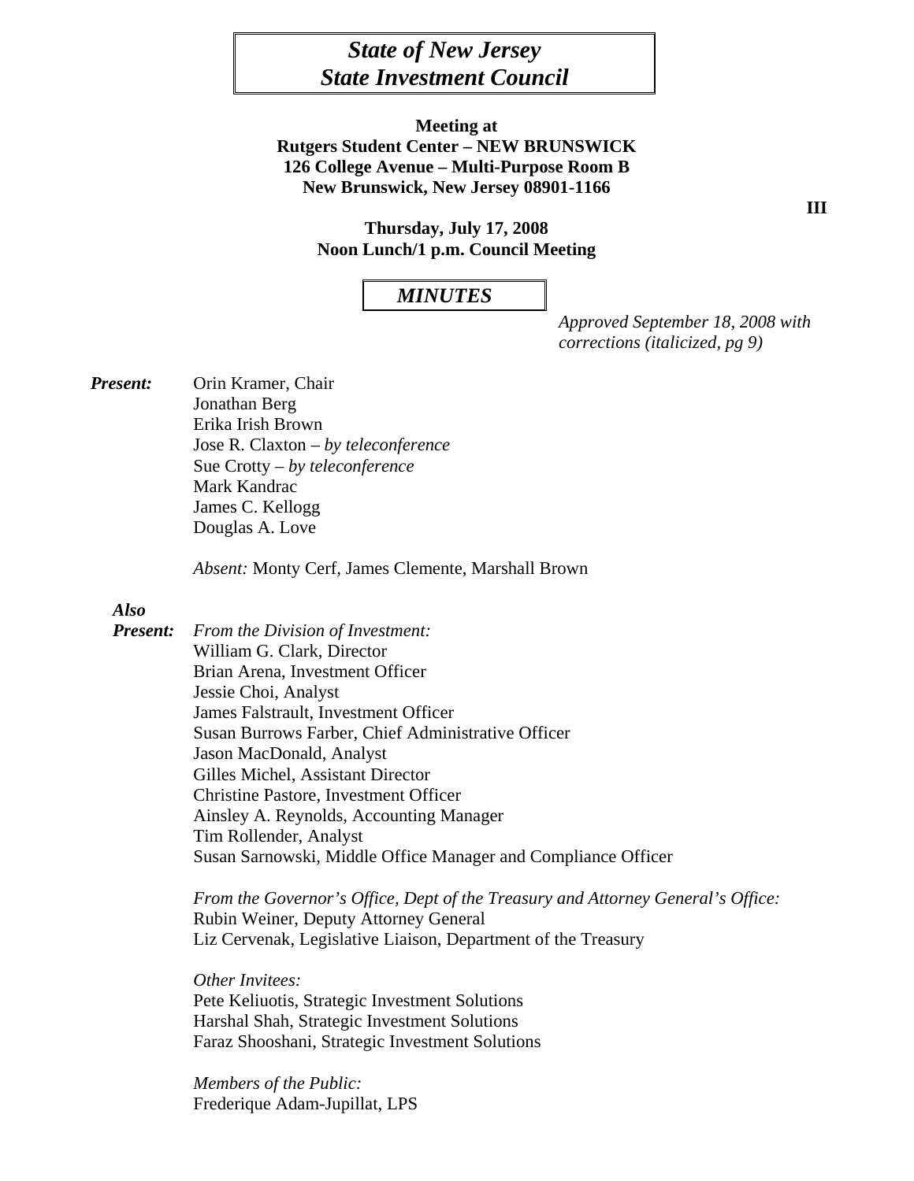# *State of New Jersey*
# *State Investment Council*

**Meeting at**
**Rutgers Student Center – NEW BRUNSWICK**
**126 College Avenue – Multi-Purpose Room B**
**New Brunswick, New Jersey 08901-1166**

**III**

**Thursday, July 17, 2008**
**Noon Lunch/1 p.m. Council Meeting**

## *MINUTES*

*Approved September 18, 2008 with corrections (italicized, pg 9)*

***Present:***
Orin Kramer, Chair
Jonathan Berg
Erika Irish Brown
Jose R. Claxton – *by teleconference*
Sue Crotty – *by teleconference*
Mark Kandrac
James C. Kellogg
Douglas A. Love

*Absent:* Monty Cerf, James Clemente, Marshall Brown

***Also Present:***

*From the Division of Investment:*
William G. Clark, Director
Brian Arena, Investment Officer
Jessie Choi, Analyst
James Falstrault, Investment Officer
Susan Burrows Farber, Chief Administrative Officer
Jason MacDonald, Analyst
Gilles Michel, Assistant Director
Christine Pastore, Investment Officer
Ainsley A. Reynolds, Accounting Manager
Tim Rollender, Analyst
Susan Sarnowski, Middle Office Manager and Compliance Officer

*From the Governor's Office, Dept of the Treasury and Attorney General's Office:*
Rubin Weiner, Deputy Attorney General
Liz Cervenak, Legislative Liaison, Department of the Treasury

*Other Invitees:*
Pete Keliuotis, Strategic Investment Solutions
Harshal Shah, Strategic Investment Solutions
Faraz Shooshani, Strategic Investment Solutions

*Members of the Public:*
Frederique Adam-Jupillat, LPS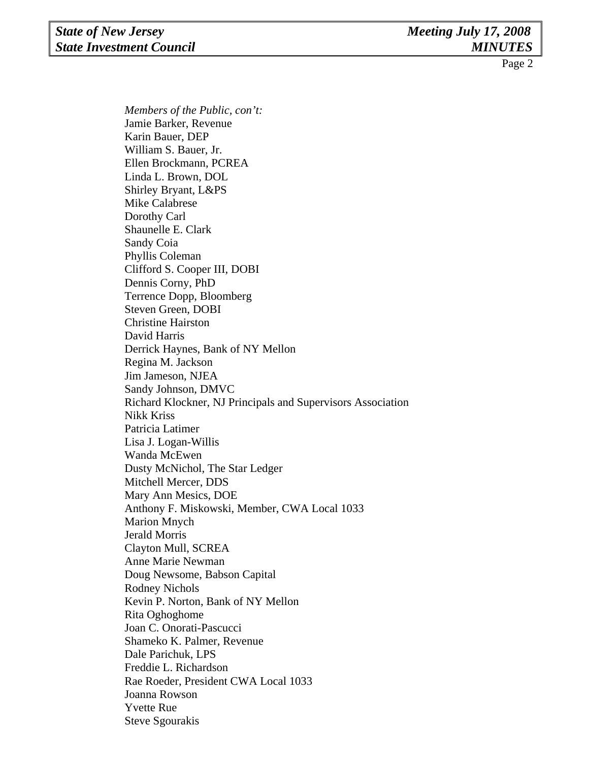*Members of the Public, con't:*

Jamie Barker, Revenue
Karin Bauer, DEP
William S. Bauer, Jr.
Ellen Brockmann, PCREA
Linda L. Brown, DOL
Shirley Bryant, L&PS
Mike Calabrese
Dorothy Carl
Shaunelle E. Clark
Sandy Coia
Phyllis Coleman
Clifford S. Cooper III, DOBI
Dennis Corny, PhD
Terrence Dopp, Bloomberg
Steven Green, DOBI
Christine Hairston
David Harris
Derrick Haynes, Bank of NY Mellon
Regina M. Jackson
Jim Jameson, NJEA
Sandy Johnson, DMVC
Richard Klockner, NJ Principals and Supervisors Association
Nikk Kriss
Patricia Latimer
Lisa J. Logan-Willis
Wanda McEwen
Dusty McNichol, The Star Ledger
Mitchell Mercer, DDS
Mary Ann Mesics, DOE
Anthony F. Miskowski, Member, CWA Local 1033
Marion Mnych
Jerald Morris
Clayton Mull, SCREA
Anne Marie Newman
Doug Newsome, Babson Capital
Rodney Nichols
Kevin P. Norton, Bank of NY Mellon
Rita Oghoghome
Joan C. Onorati-Pascucci
Shameko K. Palmer, Revenue
Dale Parichuk, LPS
Freddie L. Richardson
Rae Roeder, President CWA Local 1033
Joanna Rowson
Yvette Rue
Steve Sgourakis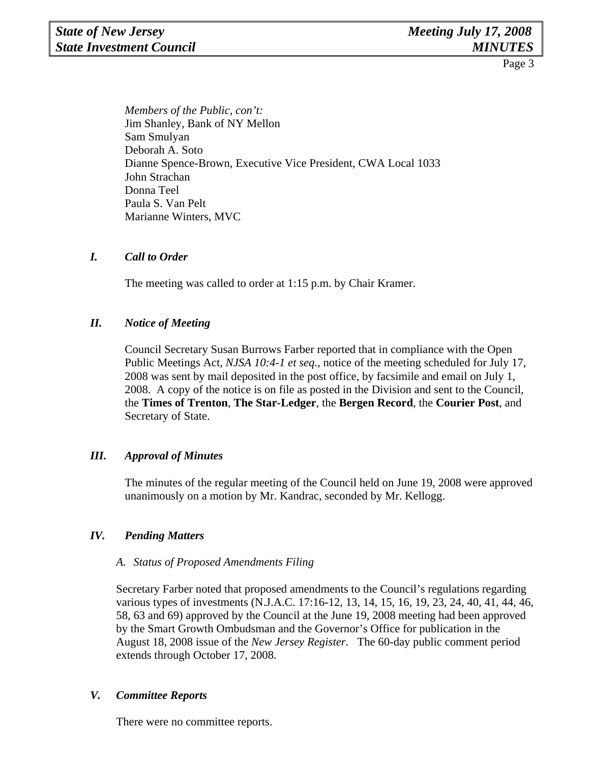*Members of the Public, con't:*
Jim Shanley, Bank of NY Mellon
Sam Smulyan
Deborah A. Soto
Dianne Spence-Brown, Executive Vice President, CWA Local 1033
John Strachan
Donna Teel
Paula S. Van Pelt
Marianne Winters, MVC

## *I. Call to Order*

The meeting was called to order at 1:15 p.m. by Chair Kramer.

## *II. Notice of Meeting*

Council Secretary Susan Burrows Farber reported that in compliance with the Open Public Meetings Act, *NJSA 10:4-1 et seq.,* notice of the meeting scheduled for July 17, 2008 was sent by mail deposited in the post office, by facsimile and email on July 1, 2008. A copy of the notice is on file as posted in the Division and sent to the Council, the **Times of Trenton**, **The Star-Ledger**, the **Bergen Record**, the **Courier Post**, and Secretary of State.

## *III. Approval of Minutes*

The minutes of the regular meeting of the Council held on June 19, 2008 were approved unanimously on a motion by Mr. Kandrac, seconded by Mr. Kellogg.

## *IV. Pending Matters*

### *A. Status of Proposed Amendments Filing*

Secretary Farber noted that proposed amendments to the Council's regulations regarding various types of investments (N.J.A.C. 17:16-12, 13, 14, 15, 16, 19, 23, 24, 40, 41, 44, 46, 58, 63 and 69) approved by the Council at the June 19, 2008 meeting had been approved by the Smart Growth Ombudsman and the Governor's Office for publication in the August 18, 2008 issue of the *New Jersey Register*. The 60-day public comment period extends through October 17, 2008.

## *V. Committee Reports*

There were no committee reports.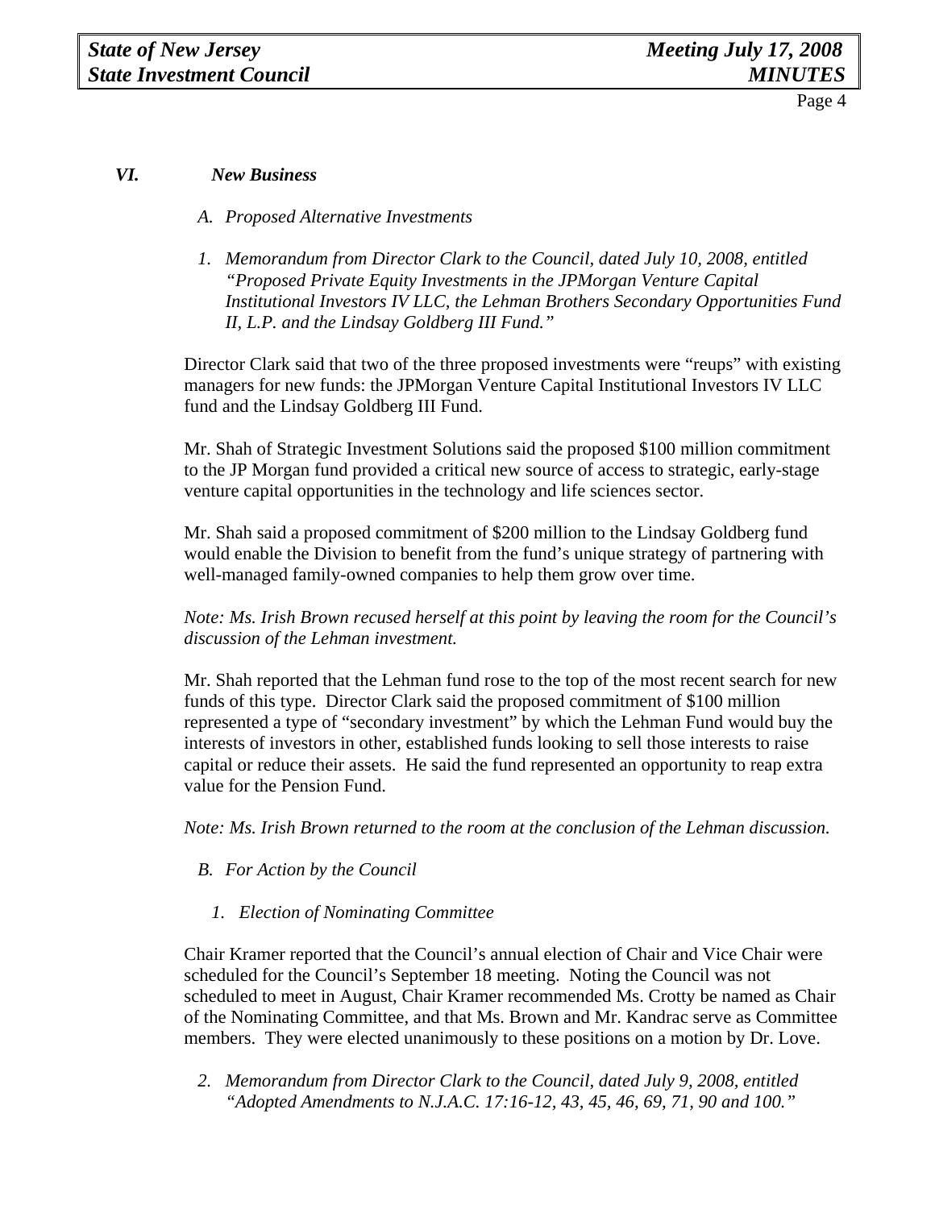## *VI. New Business*

*A. Proposed Alternative Investments*

*1. Memorandum from Director Clark to the Council, dated July 10, 2008, entitled "Proposed Private Equity Investments in the JPMorgan Venture Capital Institutional Investors IV LLC, the Lehman Brothers Secondary Opportunities Fund II, L.P. and the Lindsay Goldberg III Fund."*

Director Clark said that two of the three proposed investments were "reups" with existing managers for new funds: the JPMorgan Venture Capital Institutional Investors IV LLC fund and the Lindsay Goldberg III Fund.

Mr. Shah of Strategic Investment Solutions said the proposed $100 million commitment to the JP Morgan fund provided a critical new source of access to strategic, early-stage venture capital opportunities in the technology and life sciences sector.

Mr. Shah said a proposed commitment of $200 million to the Lindsay Goldberg fund would enable the Division to benefit from the fund's unique strategy of partnering with well-managed family-owned companies to help them grow over time.

*Note: Ms. Irish Brown recused herself at this point by leaving the room for the Council's discussion of the Lehman investment.*

Mr. Shah reported that the Lehman fund rose to the top of the most recent search for new funds of this type. Director Clark said the proposed commitment of $100 million represented a type of "secondary investment" by which the Lehman Fund would buy the interests of investors in other, established funds looking to sell those interests to raise capital or reduce their assets. He said the fund represented an opportunity to reap extra value for the Pension Fund.

*Note: Ms. Irish Brown returned to the room at the conclusion of the Lehman discussion.*

*B. For Action by the Council*

*1. Election of Nominating Committee*

Chair Kramer reported that the Council's annual election of Chair and Vice Chair were scheduled for the Council's September 18 meeting. Noting the Council was not scheduled to meet in August, Chair Kramer recommended Ms. Crotty be named as Chair of the Nominating Committee, and that Ms. Brown and Mr. Kandrac serve as Committee members. They were elected unanimously to these positions on a motion by Dr. Love.

*2. Memorandum from Director Clark to the Council, dated July 9, 2008, entitled "Adopted Amendments to N.J.A.C. 17:16-12, 43, 45, 46, 69, 71, 90 and 100."*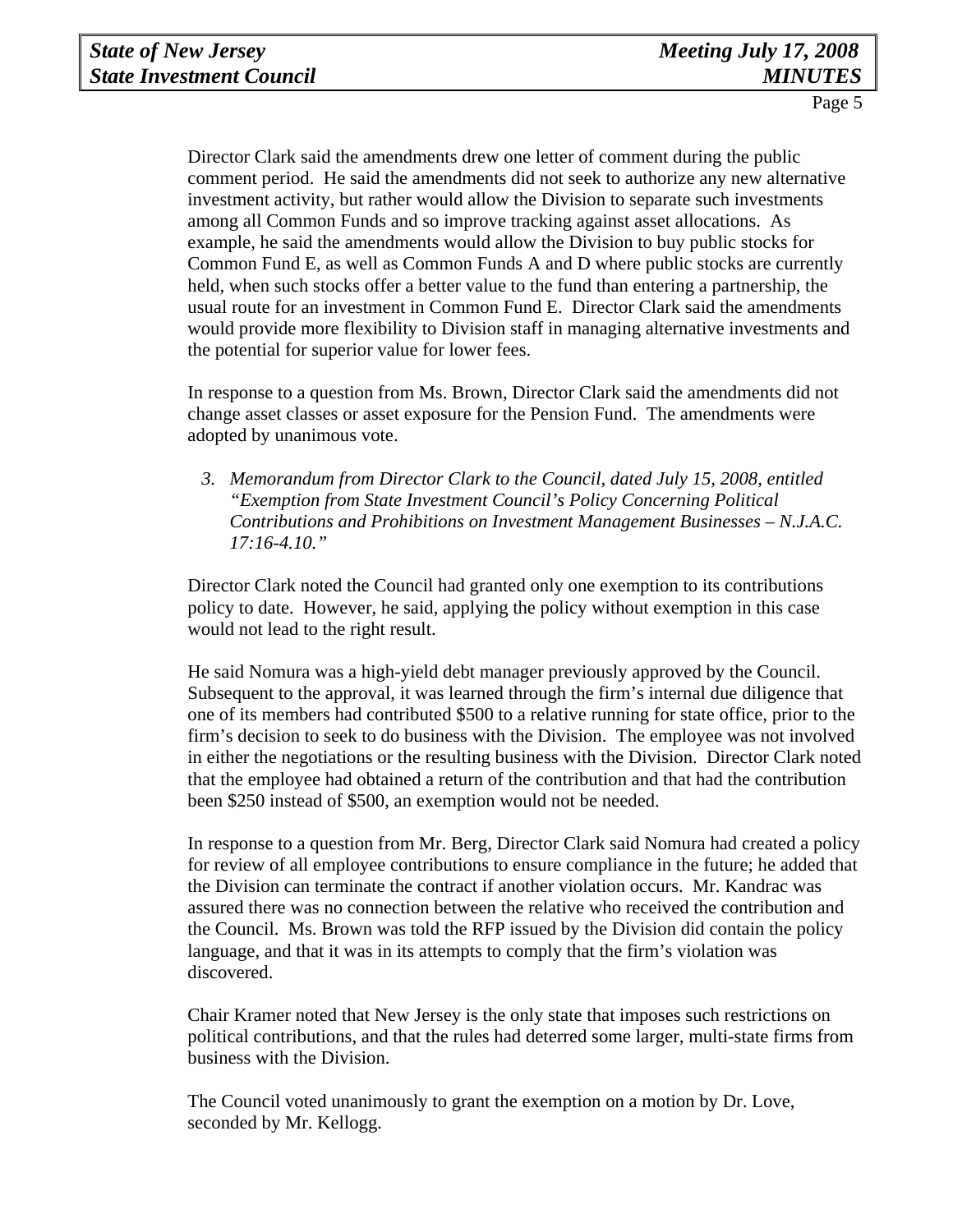Director Clark said the amendments drew one letter of comment during the public comment period. He said the amendments did not seek to authorize any new alternative investment activity, but rather would allow the Division to separate such investments among all Common Funds and so improve tracking against asset allocations. As example, he said the amendments would allow the Division to buy public stocks for Common Fund E, as well as Common Funds A and D where public stocks are currently held, when such stocks offer a better value to the fund than entering a partnership, the usual route for an investment in Common Fund E. Director Clark said the amendments would provide more flexibility to Division staff in managing alternative investments and the potential for superior value for lower fees.

In response to a question from Ms. Brown, Director Clark said the amendments did not change asset classes or asset exposure for the Pension Fund. The amendments were adopted by unanimous vote.

3. *Memorandum from Director Clark to the Council, dated July 15, 2008, entitled "Exemption from State Investment Council's Policy Concerning Political Contributions and Prohibitions on Investment Management Businesses – N.J.A.C. 17:16-4.10."*

Director Clark noted the Council had granted only one exemption to its contributions policy to date. However, he said, applying the policy without exemption in this case would not lead to the right result.

He said Nomura was a high-yield debt manager previously approved by the Council. Subsequent to the approval, it was learned through the firm's internal due diligence that one of its members had contributed $500 to a relative running for state office, prior to the firm's decision to seek to do business with the Division. The employee was not involved in either the negotiations or the resulting business with the Division. Director Clark noted that the employee had obtained a return of the contribution and that had the contribution been $250 instead of $500, an exemption would not be needed.

In response to a question from Mr. Berg, Director Clark said Nomura had created a policy for review of all employee contributions to ensure compliance in the future; he added that the Division can terminate the contract if another violation occurs. Mr. Kandrac was assured there was no connection between the relative who received the contribution and the Council. Ms. Brown was told the RFP issued by the Division did contain the policy language, and that it was in its attempts to comply that the firm's violation was discovered.

Chair Kramer noted that New Jersey is the only state that imposes such restrictions on political contributions, and that the rules had deterred some larger, multi-state firms from business with the Division.

The Council voted unanimously to grant the exemption on a motion by Dr. Love, seconded by Mr. Kellogg.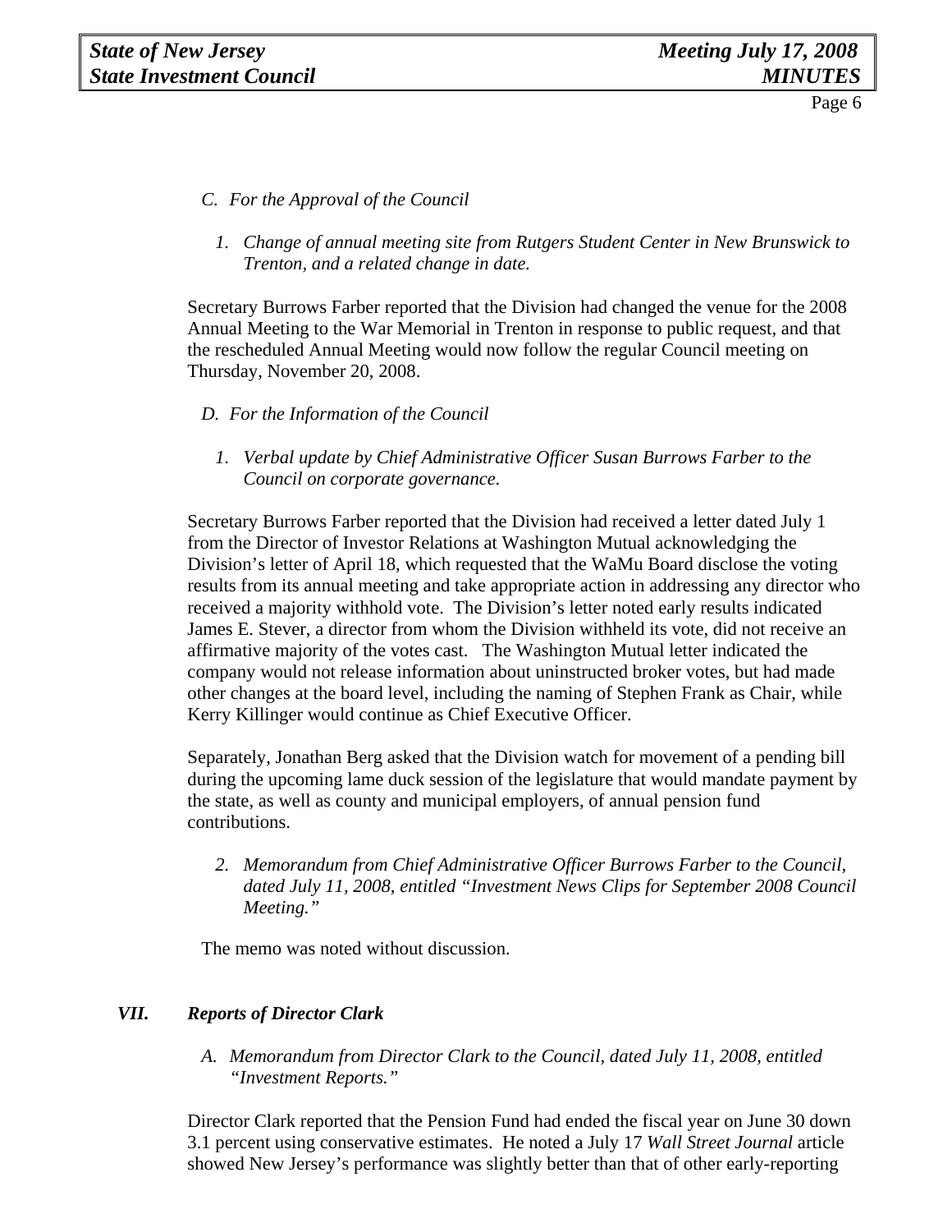*C. For the Approval of the Council*

*1. Change of annual meeting site from Rutgers Student Center in New Brunswick to Trenton, and a related change in date.*

Secretary Burrows Farber reported that the Division had changed the venue for the 2008 Annual Meeting to the War Memorial in Trenton in response to public request, and that the rescheduled Annual Meeting would now follow the regular Council meeting on Thursday, November 20, 2008.

*D. For the Information of the Council*

*1. Verbal update by Chief Administrative Officer Susan Burrows Farber to the Council on corporate governance.*

Secretary Burrows Farber reported that the Division had received a letter dated July 1 from the Director of Investor Relations at Washington Mutual acknowledging the Division's letter of April 18, which requested that the WaMu Board disclose the voting results from its annual meeting and take appropriate action in addressing any director who received a majority withhold vote. The Division's letter noted early results indicated James E. Stever, a director from whom the Division withheld its vote, did not receive an affirmative majority of the votes cast. The Washington Mutual letter indicated the company would not release information about uninstructed broker votes, but had made other changes at the board level, including the naming of Stephen Frank as Chair, while Kerry Killinger would continue as Chief Executive Officer.

Separately, Jonathan Berg asked that the Division watch for movement of a pending bill during the upcoming lame duck session of the legislature that would mandate payment by the state, as well as county and municipal employers, of annual pension fund contributions.

*2. Memorandum from Chief Administrative Officer Burrows Farber to the Council, dated July 11, 2008, entitled "Investment News Clips for September 2008 Council Meeting."*

The memo was noted without discussion.

## *VII. Reports of Director Clark*

*A. Memorandum from Director Clark to the Council, dated July 11, 2008, entitled "Investment Reports."*

Director Clark reported that the Pension Fund had ended the fiscal year on June 30 down 3.1 percent using conservative estimates. He noted a July 17 *Wall Street Journal* article showed New Jersey's performance was slightly better than that of other early-reporting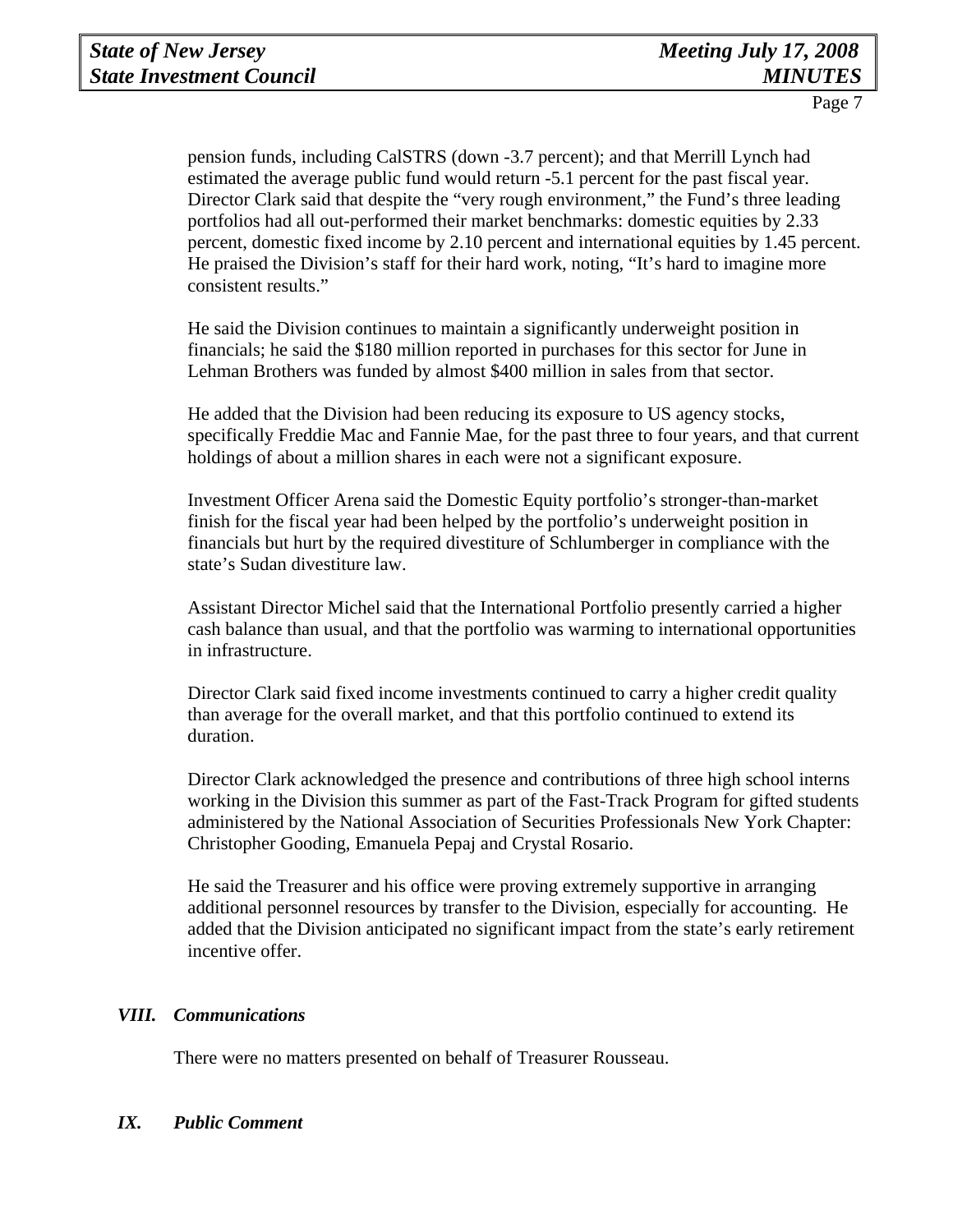pension funds, including CalSTRS (down -3.7 percent); and that Merrill Lynch had estimated the average public fund would return -5.1 percent for the past fiscal year. Director Clark said that despite the "very rough environment," the Fund's three leading portfolios had all out-performed their market benchmarks: domestic equities by 2.33 percent, domestic fixed income by 2.10 percent and international equities by 1.45 percent. He praised the Division's staff for their hard work, noting, "It's hard to imagine more consistent results."

He said the Division continues to maintain a significantly underweight position in financials; he said the $180 million reported in purchases for this sector for June in Lehman Brothers was funded by almost $400 million in sales from that sector.

He added that the Division had been reducing its exposure to US agency stocks, specifically Freddie Mac and Fannie Mae, for the past three to four years, and that current holdings of about a million shares in each were not a significant exposure.

Investment Officer Arena said the Domestic Equity portfolio's stronger-than-market finish for the fiscal year had been helped by the portfolio's underweight position in financials but hurt by the required divestiture of Schlumberger in compliance with the state's Sudan divestiture law.

Assistant Director Michel said that the International Portfolio presently carried a higher cash balance than usual, and that the portfolio was warming to international opportunities in infrastructure.

Director Clark said fixed income investments continued to carry a higher credit quality than average for the overall market, and that this portfolio continued to extend its duration.

Director Clark acknowledged the presence and contributions of three high school interns working in the Division this summer as part of the Fast-Track Program for gifted students administered by the National Association of Securities Professionals New York Chapter: Christopher Gooding, Emanuela Pepaj and Crystal Rosario.

He said the Treasurer and his office were proving extremely supportive in arranging additional personnel resources by transfer to the Division, especially for accounting. He added that the Division anticipated no significant impact from the state's early retirement incentive offer.

## *VIII. Communications*

There were no matters presented on behalf of Treasurer Rousseau.

## *IX. Public Comment*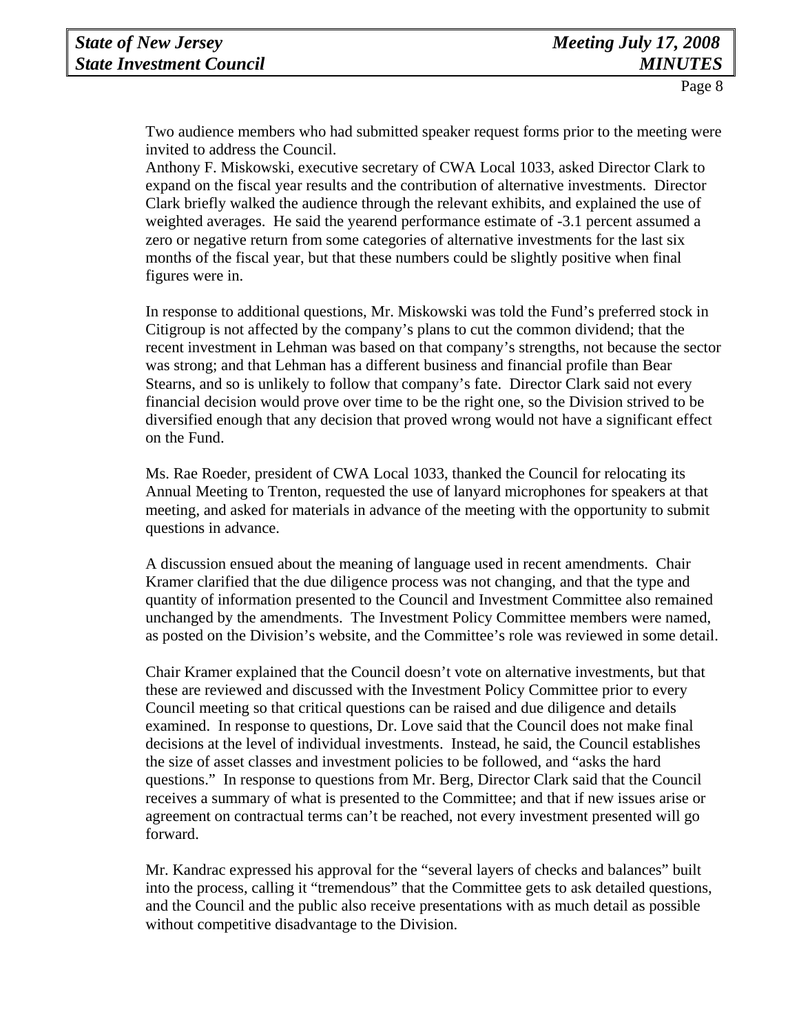Two audience members who had submitted speaker request forms prior to the meeting were invited to address the Council.

Anthony F. Miskowski, executive secretary of CWA Local 1033, asked Director Clark to expand on the fiscal year results and the contribution of alternative investments. Director Clark briefly walked the audience through the relevant exhibits, and explained the use of weighted averages. He said the yearend performance estimate of -3.1 percent assumed a zero or negative return from some categories of alternative investments for the last six months of the fiscal year, but that these numbers could be slightly positive when final figures were in.

In response to additional questions, Mr. Miskowski was told the Fund's preferred stock in Citigroup is not affected by the company's plans to cut the common dividend; that the recent investment in Lehman was based on that company's strengths, not because the sector was strong; and that Lehman has a different business and financial profile than Bear Stearns, and so is unlikely to follow that company's fate. Director Clark said not every financial decision would prove over time to be the right one, so the Division strived to be diversified enough that any decision that proved wrong would not have a significant effect on the Fund.

Ms. Rae Roeder, president of CWA Local 1033, thanked the Council for relocating its Annual Meeting to Trenton, requested the use of lanyard microphones for speakers at that meeting, and asked for materials in advance of the meeting with the opportunity to submit questions in advance.

A discussion ensued about the meaning of language used in recent amendments. Chair Kramer clarified that the due diligence process was not changing, and that the type and quantity of information presented to the Council and Investment Committee also remained unchanged by the amendments. The Investment Policy Committee members were named, as posted on the Division's website, and the Committee's role was reviewed in some detail.

Chair Kramer explained that the Council doesn't vote on alternative investments, but that these are reviewed and discussed with the Investment Policy Committee prior to every Council meeting so that critical questions can be raised and due diligence and details examined. In response to questions, Dr. Love said that the Council does not make final decisions at the level of individual investments. Instead, he said, the Council establishes the size of asset classes and investment policies to be followed, and "asks the hard questions." In response to questions from Mr. Berg, Director Clark said that the Council receives a summary of what is presented to the Committee; and that if new issues arise or agreement on contractual terms can't be reached, not every investment presented will go forward.

Mr. Kandrac expressed his approval for the "several layers of checks and balances" built into the process, calling it "tremendous" that the Committee gets to ask detailed questions, and the Council and the public also receive presentations with as much detail as possible without competitive disadvantage to the Division.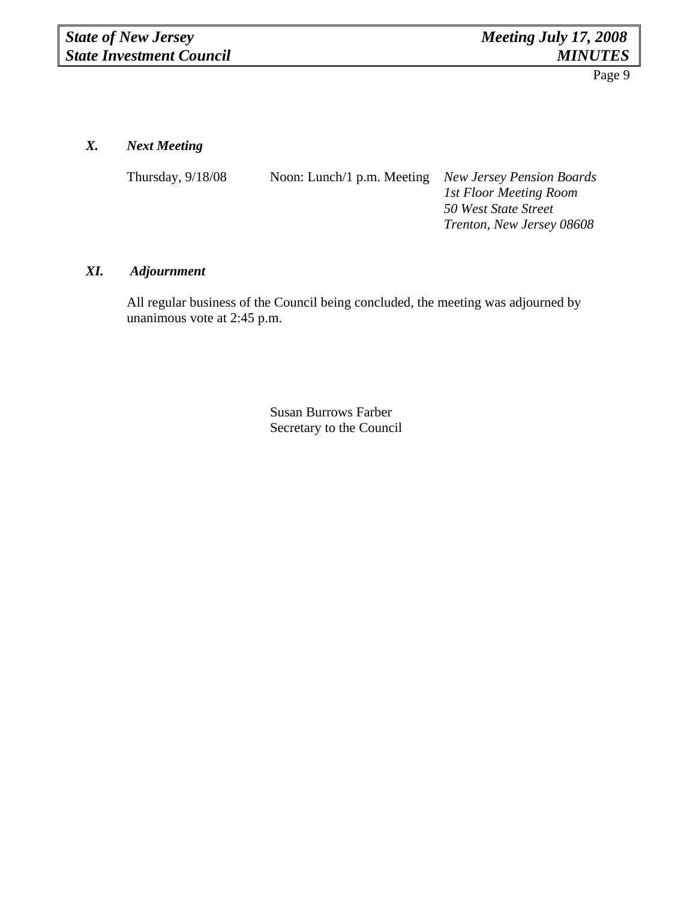## *X. Next Meeting*

| | | |
|---|---|---|
| Thursday, 9/18/08 | Noon: Lunch/1 p.m. Meeting | *New Jersey Pension Boards*<br>*1st Floor Meeting Room*<br>*50 West State Street*<br>*Trenton, New Jersey 08608* |

## *XI. Adjournment*

All regular business of the Council being concluded, the meeting was adjourned by unanimous vote at 2:45 p.m.

Susan Burrows Farber
Secretary to the Council